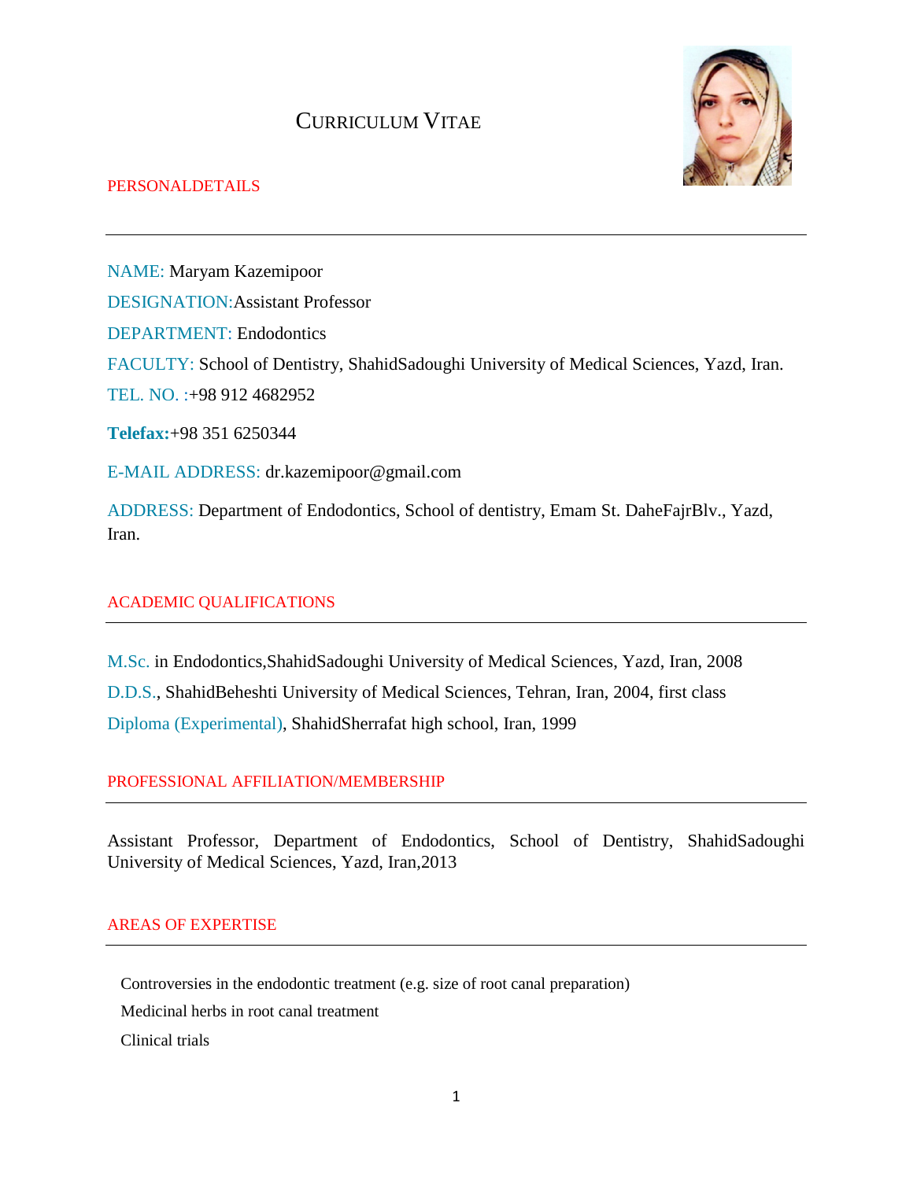# CURRICULUM VITAE

## PERSONALDETAILS

NAME: Maryam Kazemipoor

DESIGNATION:Assistant Professor

DEPARTMENT: Endodontics

FACULTY: School of Dentistry, ShahidSadoughi University of Medical Sciences, Yazd, Iran.

TEL. NO. :+98 912 4682952

**Telefax:**+98 351 6250344

E-MAIL ADDRESS: dr.kazemipoor@gmail.com

ADDRESS: Department of Endodontics, School of dentistry, Emam St. DaheFajrBlv., Yazd, Iran.

## ACADEMIC QUALIFICATIONS

M.Sc. in Endodontics,ShahidSadoughi University of Medical Sciences, Yazd, Iran, 2008

D.D.S., ShahidBeheshti University of Medical Sciences, Tehran, Iran, 2004, first class

Diploma (Experimental), ShahidSherrafat high school, Iran, 1999

## PROFESSIONAL AFFILIATION/MEMBERSHIP

Assistant Professor, Department of Endodontics, School of Dentistry, ShahidSadoughi University of Medical Sciences, Yazd, Iran,2013

## AREAS OF EXPERTISE

Controversies in the endodontic treatment (e.g. size of root canal preparation)

Medicinal herbs in root canal treatment

Clinical trials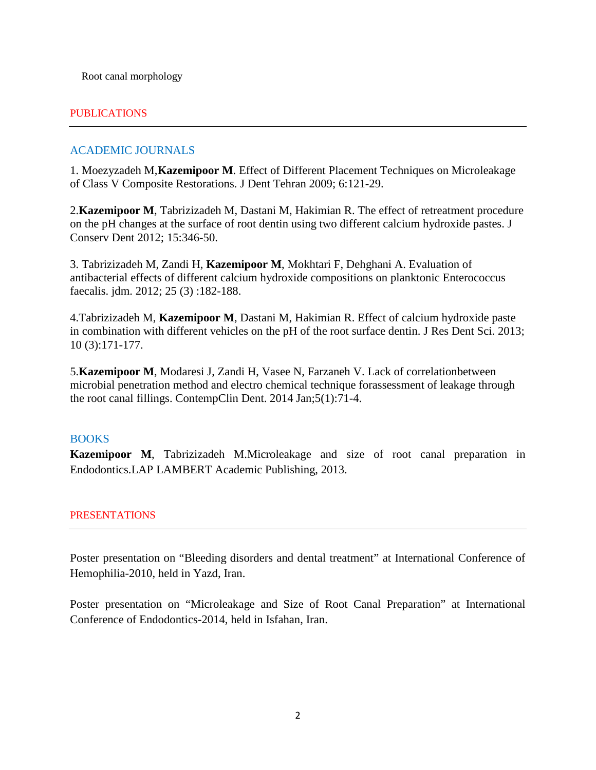Root canal morphology

## PUBLICATIONS

### ACADEMIC JOURNALS

1. Moezyzadeh M,**Kazemipoor M**. Effect of Different Placement Techniques on Microleakage of Class V Composite Restorations. J Dent Tehran 2009; 6:121-29.

2.**Kazemipoor M**, Tabrizizadeh M, Dastani M, Hakimian R. The effect of retreatment procedure on the pH changes at the surface of root dentin using two different calcium hydroxide pastes. J Conserv Dent 2012; 15:346-50.

3. Tabrizizadeh M, Zandi H, **Kazemipoor M**, Mokhtari F, Dehghani A. Evaluation of antibacterial effects of different calcium hydroxide compositions on planktonic Enterococcus faecalis. jdm. 2012; 25 (3) :182-188.

4.Tabrizizadeh M, **Kazemipoor M**, Dastani M, Hakimian R. Effect of calcium hydroxide paste in combination with different vehicles on the pH of the root surface dentin. J Res Dent Sci. 2013; 10 (3):171-177.

5.**Kazemipoor M**, Modaresi J, Zandi H, Vasee N, Farzaneh V. Lack of correlationbetween microbial penetration method and electro chemical technique forassessment of leakage through the root canal fillings. ContempClin Dent. 2014 Jan;5(1):71-4.

### BOOKS

**Kazemipoor M**, Tabrizizadeh M.Microleakage and size of root canal preparation in Endodontics.LAP LAMBERT Academic Publishing, 2013.

## PRESENTATIONS

Poster presentation on “Bleeding disorders and dental treatment” at International Conference of Hemophilia-2010, held in Yazd, Iran.

Poster presentation on “Microleakage and Size of Root Canal Preparation” at International Conference of Endodontics-2014, held in Isfahan, Iran.